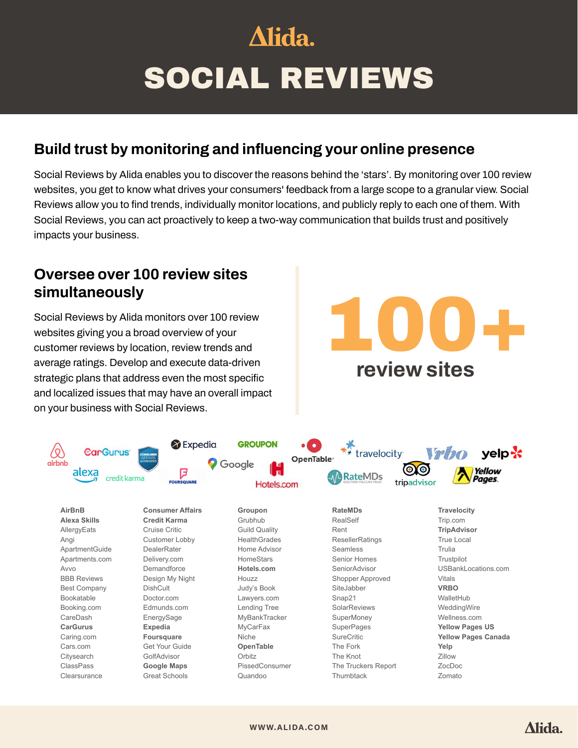# SOCIAL REVIEWS

## Build trust by monitoring and influencing your online presence

Social Reviews by Alida enables you to discover the reasons behind the 'stars'. By monitoring over 100 review websites, you get to know what drives your consumers' feedback from a large scope to a granular view. Social Reviews allow you to find trends, individually monitor locations, and publicly reply to each one of them. With Social Reviews, you can act proactively to keep a two-way communication that builds trust and positively impacts your business.

## Oversee over 100 review sites simultaneously

Social Reviews by Alida monitors over 100 review websites giving you a broad overview of your customer reviews by location, review trends and average ratings. Develop and execute data-driven strategic plans that address even the most specific and localized issues that may have an overall impact on your business with Social Reviews.

**100+**
**review sites**

**AirBnB**
**Alexa Skills**
AllergyEats
Angi
ApartmentGuide
Apartments.com
Avvo
BBB Reviews
Best Company
Bookatable
Booking.com
CareDash
**CarGurus**
Caring.com
Cars.com
Citysearch
ClassPass
Clearsurance
**Consumer Affairs**
**Credit Karma**
Cruise Critic
Customer Lobby
DealerRater
Delivery.com
Demandforce
Design My Night
DishCult
Doctor.com
Edmunds.com
EnergySage
**Expedia**
**Foursquare**
Get Your Guide
GolfAdvisor
**Google Maps**
Great Schools
**Groupon**
Grubhub
Guild Quality
HealthGrades
Home Advisor
HomeStars
**Hotels.com**
Houzz
Judy's Book
Lawyers.com
Lending Tree
MyBankTracker
MyCarFax
Niche
**OpenTable**
Orbitz
PissedConsumer
Quandoo
**RateMDs**
RealSelf
Rent
ResellerRatings
Seamless
Senior Homes
SeniorAdvisor
Shopper Approved
SiteJabber
Snap21
SolarReviews
SuperMoney
SuperPages
SureCritic
The Fork
The Knot
The Truckers Report
Thumbtack
**Travelocity**
Trip.com
**TripAdvisor**
True Local
Trulia
Trustpilot
USBankLocations.com
Vitals
**VRBO**
WalletHub
WeddingWire
Wellness.com
**Yellow Pages US**
**Yellow Pages Canada**
**Yelp**
Zillow
ZocDoc
Zomato

WWW.ALIDA.COM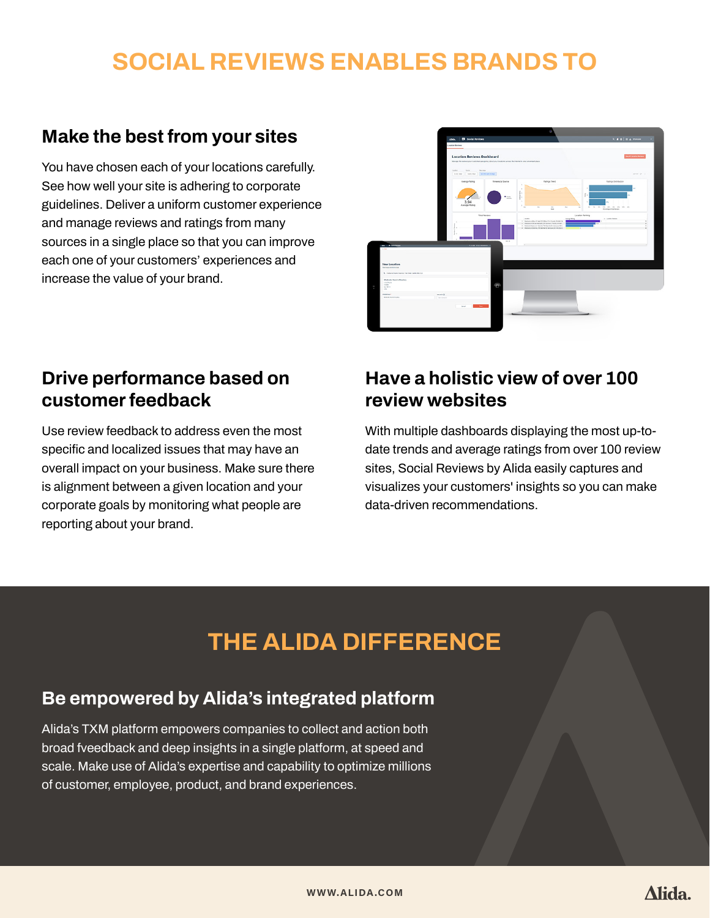# SOCIAL REVIEWS ENABLES BRANDS TO

## Make the best from your sites

You have chosen each of your locations carefully. See how well your site is adhering to corporate guidelines. Deliver a uniform customer experience and manage reviews and ratings from many sources in a single place so that you can improve each one of your customers' experiences and increase the value of your brand.

## Drive performance based on customer feedback

Use review feedback to address even the most specific and localized issues that may have an overall impact on your business. Make sure there is alignment between a given location and your corporate goals by monitoring what people are reporting about your brand.

## Have a holistic view of over 100 review websites

With multiple dashboards displaying the most up-to-date trends and average ratings from over 100 review sites, Social Reviews by Alida easily captures and visualizes your customers' insights so you can make data-driven recommendations.

# THE ALIDA DIFFERENCE

## Be empowered by Alida's integrated platform

Alida's TXM platform empowers companies to collect and action both broad fveedback and deep insights in a single platform, at speed and scale. Make use of Alida's expertise and capability to optimize millions of customer, employee, product, and brand experiences.

WWW.ALIDA.COM

Alida.